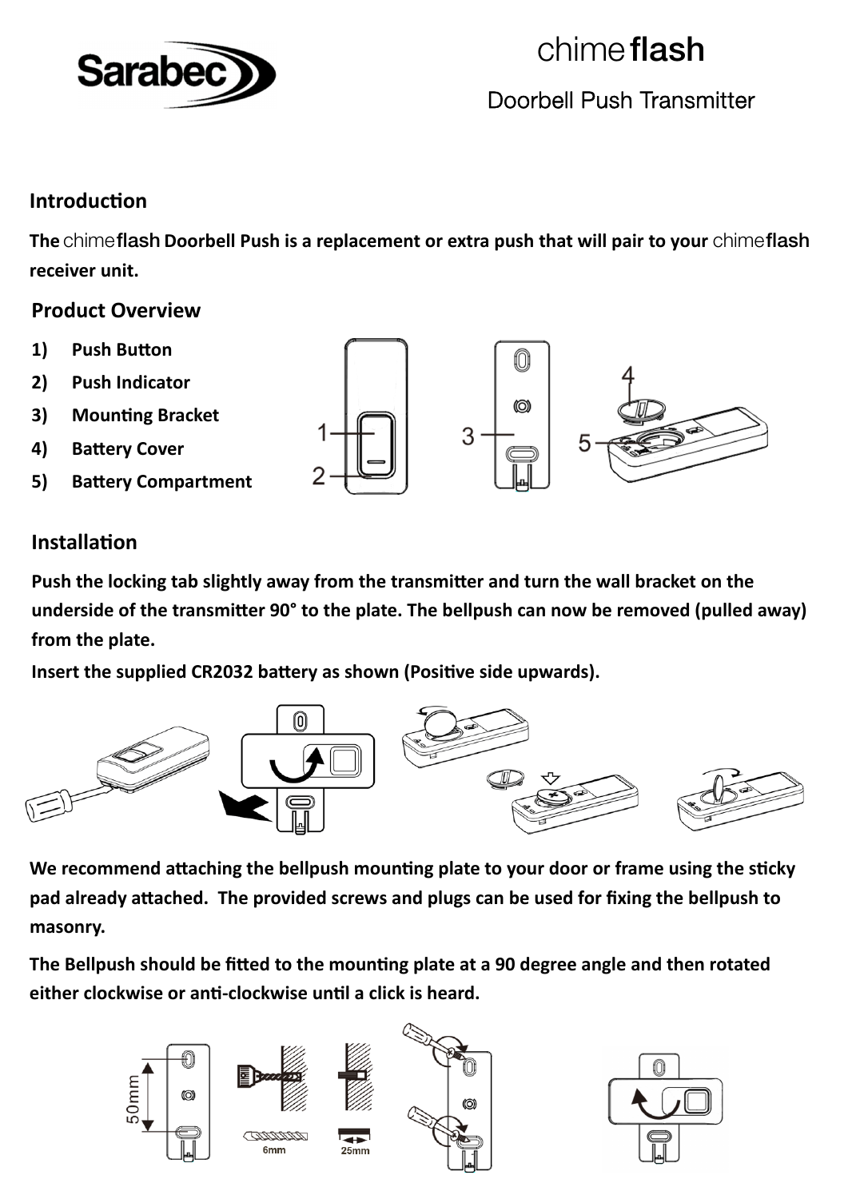Sarabec

# chimeflash

Doorbell Push Transmitter

## Introduction

**The chimeflash Doorbell Push is a replacement or extra push that will pair to your chimeflash receiver unit.**

## Product Overview

1) **Push Button**
2) **Push Indicator**
3) **Mounting Bracket**
4) **Battery Cover**
5) **Battery Compartment**

## Installation

**Push the locking tab slightly away from the transmitter and turn the wall bracket on the underside of the transmitter 90° to the plate. The bellpush can now be removed (pulled away) from the plate.**

**Insert the supplied CR2032 battery as shown (Positive side upwards).**

**We recommend attaching the bellpush mounting plate to your door or frame using the sticky pad already attached. The provided screws and plugs can be used for fixing the bellpush to masonry.**

**The Bellpush should be fitted to the mounting plate at a 90 degree angle and then rotated either clockwise or anti-clockwise until a click is heard.**

50mm

6mm

25mm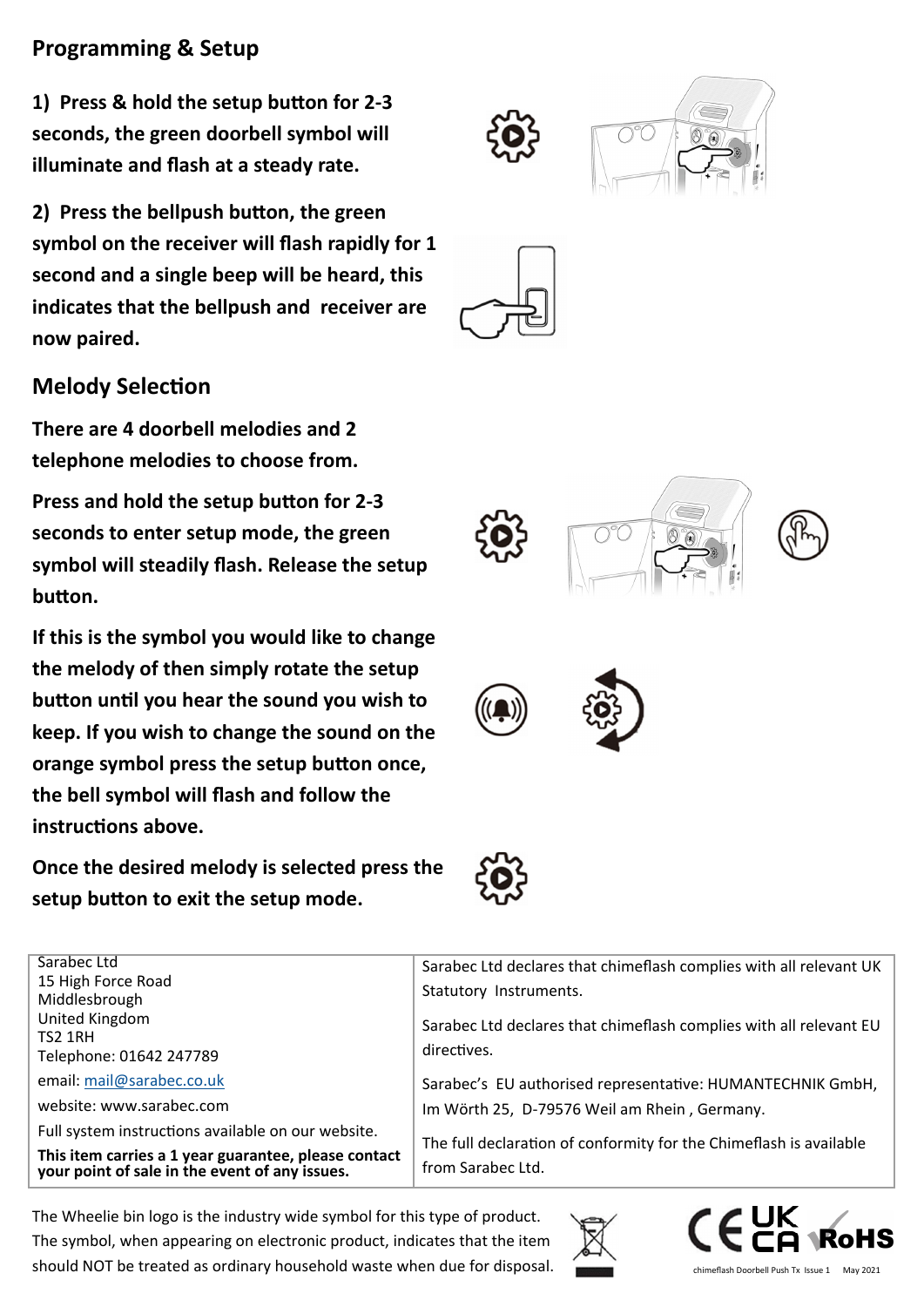## Programming & Setup

**1) Press & hold the setup button for 2-3 seconds, the green doorbell symbol will illuminate and flash at a steady rate.**

**2) Press the bellpush button, the green symbol on the receiver will flash rapidly for 1 second and a single beep will be heard, this indicates that the bellpush and receiver are now paired.**

## Melody Selection

**There are 4 doorbell melodies and 2 telephone melodies to choose from.**

**Press and hold the setup button for 2-3 seconds to enter setup mode, the green symbol will steadily flash. Release the setup button.**

**If this is the symbol you would like to change the melody of then simply rotate the setup button until you hear the sound you wish to keep. If you wish to change the sound on the orange symbol press the setup button once, the bell symbol will flash and follow the instructions above.**

**Once the desired melody is selected press the setup button to exit the setup mode.**

| | |
|---|---|
| Sarabec Ltd<br>15 High Force Road<br>Middlesbrough<br>United Kingdom<br>TS2 1RH<br>Telephone: 01642 247789 | Sarabec Ltd declares that chimeflash complies with all relevant UK Statutory Instruments.<br><br>Sarabec Ltd declares that chimeflash complies with all relevant EU directives. |
| email: mail@sarabec.co.uk<br>website: www.sarabec.com | Sarabec's EU authorised representative: HUMANTECHNIK GmbH, Im Wörth 25, D-79576 Weil am Rhein , Germany. |
| Full system instructions available on our website.<br>**This item carries a 1 year guarantee, please contact your point of sale in the event of any issues.** | The full declaration of conformity for the Chimeflash is available from Sarabec Ltd. |

The Wheelie bin logo is the industry wide symbol for this type of product. The symbol, when appearing on electronic product, indicates that the item should NOT be treated as ordinary household waste when due for disposal.

CE UK CA RoHS

chimeflash Doorbell Push Tx Issue 1 May 2021